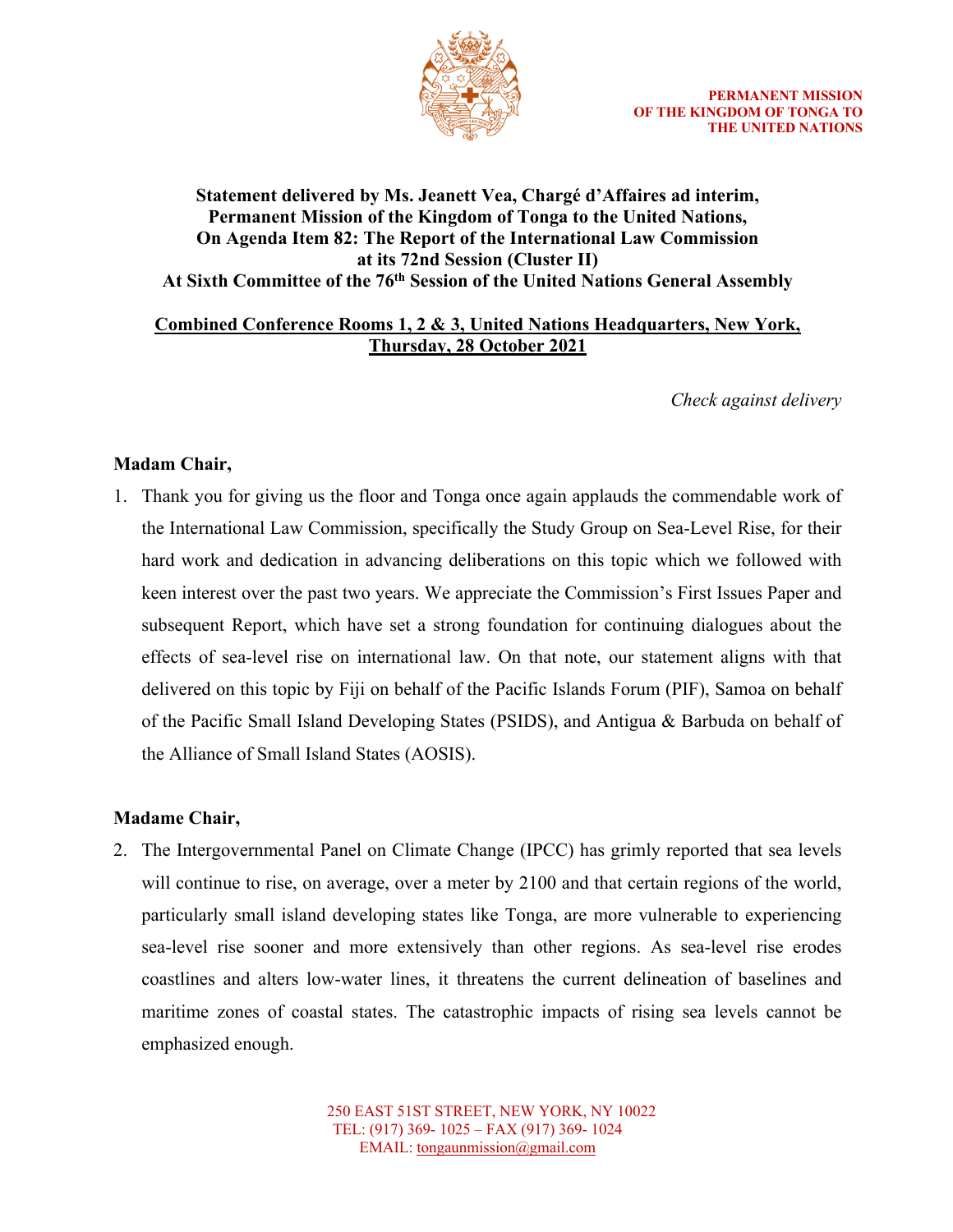PERMANENT MISSION
OF THE KINGDOM OF TONGA TO
THE UNITED NATIONS

**Statement delivered by Ms. Jeanett Vea, Chargé d'Affaires ad interim, Permanent Mission of the Kingdom of Tonga to the United Nations, On Agenda Item 82: The Report of the International Law Commission at its 72nd Session (Cluster II) At Sixth Committee of the 76th Session of the United Nations General Assembly**

**Combined Conference Rooms 1, 2 & 3, United Nations Headquarters, New York, Thursday, 28 October 2021**

*Check against delivery*

**Madam Chair,**

1. Thank you for giving us the floor and Tonga once again applauds the commendable work of the International Law Commission, specifically the Study Group on Sea-Level Rise, for their hard work and dedication in advancing deliberations on this topic which we followed with keen interest over the past two years. We appreciate the Commission's First Issues Paper and subsequent Report, which have set a strong foundation for continuing dialogues about the effects of sea-level rise on international law. On that note, our statement aligns with that delivered on this topic by Fiji on behalf of the Pacific Islands Forum (PIF), Samoa on behalf of the Pacific Small Island Developing States (PSIDS), and Antigua & Barbuda on behalf of the Alliance of Small Island States (AOSIS).

**Madame Chair,**

2. The Intergovernmental Panel on Climate Change (IPCC) has grimly reported that sea levels will continue to rise, on average, over a meter by 2100 and that certain regions of the world, particularly small island developing states like Tonga, are more vulnerable to experiencing sea-level rise sooner and more extensively than other regions. As sea-level rise erodes coastlines and alters low-water lines, it threatens the current delineation of baselines and maritime zones of coastal states. The catastrophic impacts of rising sea levels cannot be emphasized enough.

250 EAST 51ST STREET, NEW YORK, NY 10022
TEL: (917) 369- 1025 – FAX (917) 369- 1024
EMAIL: tongaunmission@gmail.com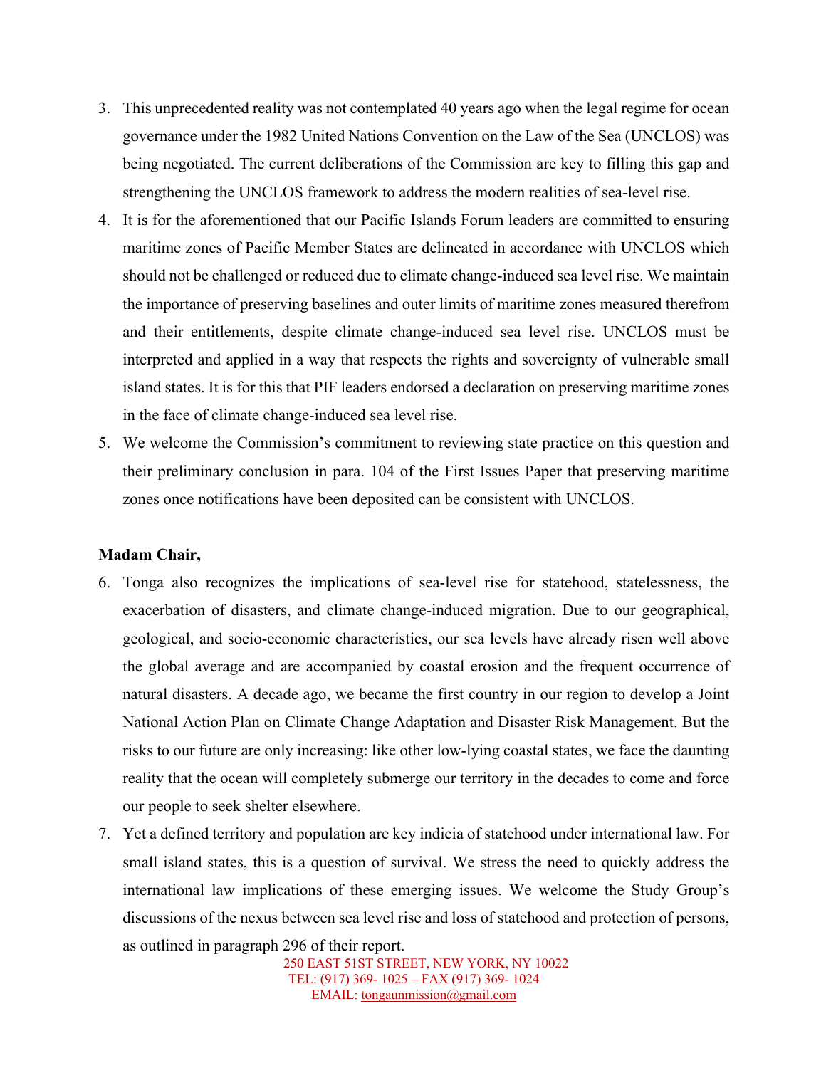3. This unprecedented reality was not contemplated 40 years ago when the legal regime for ocean governance under the 1982 United Nations Convention on the Law of the Sea (UNCLOS) was being negotiated. The current deliberations of the Commission are key to filling this gap and strengthening the UNCLOS framework to address the modern realities of sea-level rise.
4. It is for the aforementioned that our Pacific Islands Forum leaders are committed to ensuring maritime zones of Pacific Member States are delineated in accordance with UNCLOS which should not be challenged or reduced due to climate change-induced sea level rise. We maintain the importance of preserving baselines and outer limits of maritime zones measured therefrom and their entitlements, despite climate change-induced sea level rise. UNCLOS must be interpreted and applied in a way that respects the rights and sovereignty of vulnerable small island states. It is for this that PIF leaders endorsed a declaration on preserving maritime zones in the face of climate change-induced sea level rise.
5. We welcome the Commission's commitment to reviewing state practice on this question and their preliminary conclusion in para. 104 of the First Issues Paper that preserving maritime zones once notifications have been deposited can be consistent with UNCLOS.

**Madam Chair,**

6. Tonga also recognizes the implications of sea-level rise for statehood, statelessness, the exacerbation of disasters, and climate change-induced migration. Due to our geographical, geological, and socio-economic characteristics, our sea levels have already risen well above the global average and are accompanied by coastal erosion and the frequent occurrence of natural disasters. A decade ago, we became the first country in our region to develop a Joint National Action Plan on Climate Change Adaptation and Disaster Risk Management. But the risks to our future are only increasing: like other low-lying coastal states, we face the daunting reality that the ocean will completely submerge our territory in the decades to come and force our people to seek shelter elsewhere.
7. Yet a defined territory and population are key indicia of statehood under international law. For small island states, this is a question of survival. We stress the need to quickly address the international law implications of these emerging issues. We welcome the Study Group's discussions of the nexus between sea level rise and loss of statehood and protection of persons, as outlined in paragraph 296 of their report.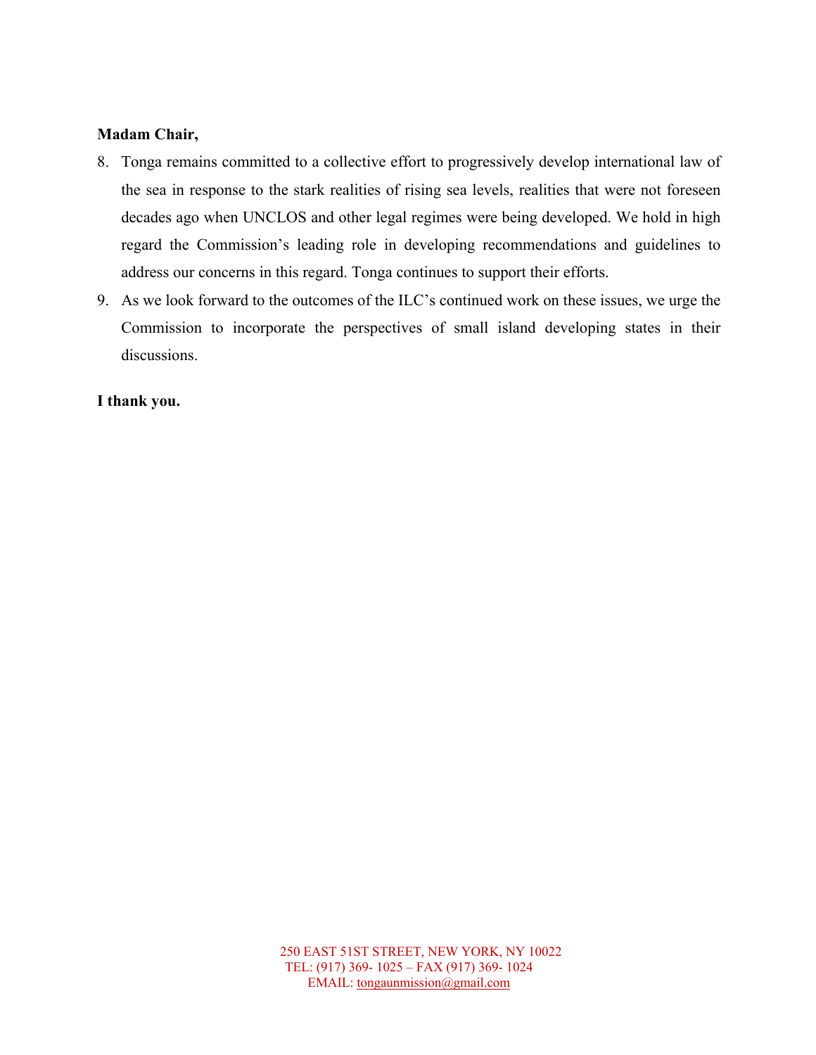**Madam Chair,**

8. Tonga remains committed to a collective effort to progressively develop international law of the sea in response to the stark realities of rising sea levels, realities that were not foreseen decades ago when UNCLOS and other legal regimes were being developed. We hold in high regard the Commission's leading role in developing recommendations and guidelines to address our concerns in this regard. Tonga continues to support their efforts.
9. As we look forward to the outcomes of the ILC's continued work on these issues, we urge the Commission to incorporate the perspectives of small island developing states in their discussions.

**I thank you.**